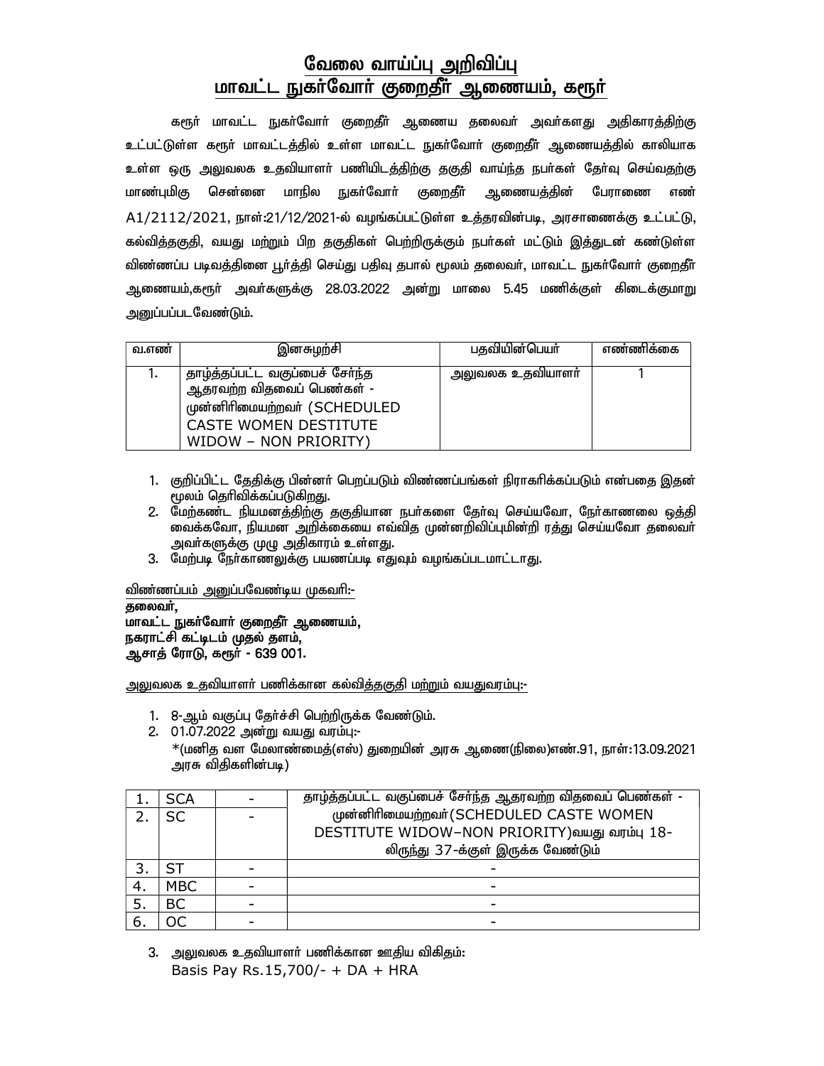# வேலை வாய்ப்பு அறிவிப்பு

## மாவட்ட நுகர்வோர் குறைதீர் ஆணையம், கரூர்

கரூர் மாவட்ட நுகர்வோர் குறைதீர் ஆணைய தலைவர் அவர்களது அதிகாரத்திற்கு உட்பட்டுள்ள கரூர் மாவட்டத்தில் உள்ள மாவட்ட நுகர்வோர் குறைதீர் ஆணையத்தில் காலியாக உள்ள ஒரு அலுவலக உதவியாளர் பணியிடத்திற்கு தகுதி வாய்ந்த நபர்கள் தேர்வு செய்வதற்கு மாண்புமிகு சென்னை மாநில நுகர்வோர் குறைதீர் ஆணையத்தின் பேராணை எண் A1/2112/2021, நாள்:21/12/2021-ல் வழங்கப்பட்டுள்ள உத்தரவின்படி, அரசாணைக்கு உட்பட்டு, கல்வித்தகுதி, வயது மற்றும் பிற தகுதிகள் பெற்றிருக்கும் நபர்கள் மட்டும் இத்துடன் கண்டுள்ள விண்ணப்ப படிவத்தினை பூர்த்தி செய்து பதிவு தபால் மூலம் தலைவர், மாவட்ட நுகர்வோர் குறைதீர் ஆணையம்,கரூர் அவர்களுக்கு 28.03.2022 அன்று மாலை 5.45 மணிக்குள் கிடைக்குமாறு அனுப்பப்படவேண்டும்.

| வ.எண் | இனசுழற்சி | பதவியின்பெயர் | எண்ணிக்கை |
|---|---|---|---|
| 1. | தாழ்த்தப்பட்ட வகுப்பைச் சேர்ந்த ஆதரவற்ற விதவைப் பெண்கள் - முன்னிரிமையற்றவர் (SCHEDULED CASTE WOMEN DESTITUTE WIDOW – NON PRIORITY) | அலுவலக உதவியாளர் | 1 |

1. குறிப்பிட்ட தேதிக்கு பின்னர் பெறப்படும் விண்ணப்பங்கள் நிராகரிக்கப்படும் என்பதை இதன் மூலம் தெரிவிக்கப்படுகிறது.
2. மேற்கண்ட நியமனத்திற்கு தகுதியான நபர்களை தேர்வு செய்யவோ, நேர்காணலை ஒத்தி வைக்கவோ, நியமன அறிக்கையை எவ்வித முன்னறிவிப்புமின்றி ரத்து செய்யவோ தலைவர் அவர்களுக்கு முழு அதிகாரம் உள்ளது.
3. மேற்படி நேர்காணலுக்கு பயணப்படி எதுவும் வழங்கப்படமாட்டாது.

விண்ணப்பம் அனுப்பவேண்டிய முகவரி:-

**தலைவர்,**
**மாவட்ட நுகர்வோர் குறைதீர் ஆணையம்,**
**நகராட்சி கட்டிடம் முதல் தளம்,**
**ஆசாத் ரோடு, கரூர் - 639 001.**

அலுவலக உதவியாளர் பணிக்கான கல்வித்தகுதி மற்றும் வயதுவரம்பு:-

1. 8-ஆம் வகுப்பு தேர்ச்சி பெற்றிருக்க வேண்டும்.
2. 01.07.2022 அன்று வயது வரம்பு:-
   *(மனித வள மேலாண்மைத்(எஸ்) துறையின் அரசு ஆணை(நிலை)எண்.91, நாள்:13.09.2021 அரசு விதிகளின்படி)

| | | | |
|---|---|---|---|
| 1. | SCA | - | தாழ்த்தப்பட்ட வகுப்பைச் சேர்ந்த ஆதரவற்ற விதவைப் பெண்கள் - முன்னிரிமையற்றவர்(SCHEDULED CASTE WOMEN DESTITUTE WIDOW–NON PRIORITY)வயது வரம்பு 18-லிருந்து 37-க்குள் இருக்க வேண்டும் |
| 2. | SC | - | |
| 3. | ST | - | - |
| 4. | MBC | - | - |
| 5. | BC | - | - |
| 6. | OC | - | - |

3. அலுவலக உதவியாளர் பணிக்கான ஊதிய விகிதம்:
   Basis Pay Rs.15,700/- + DA + HRA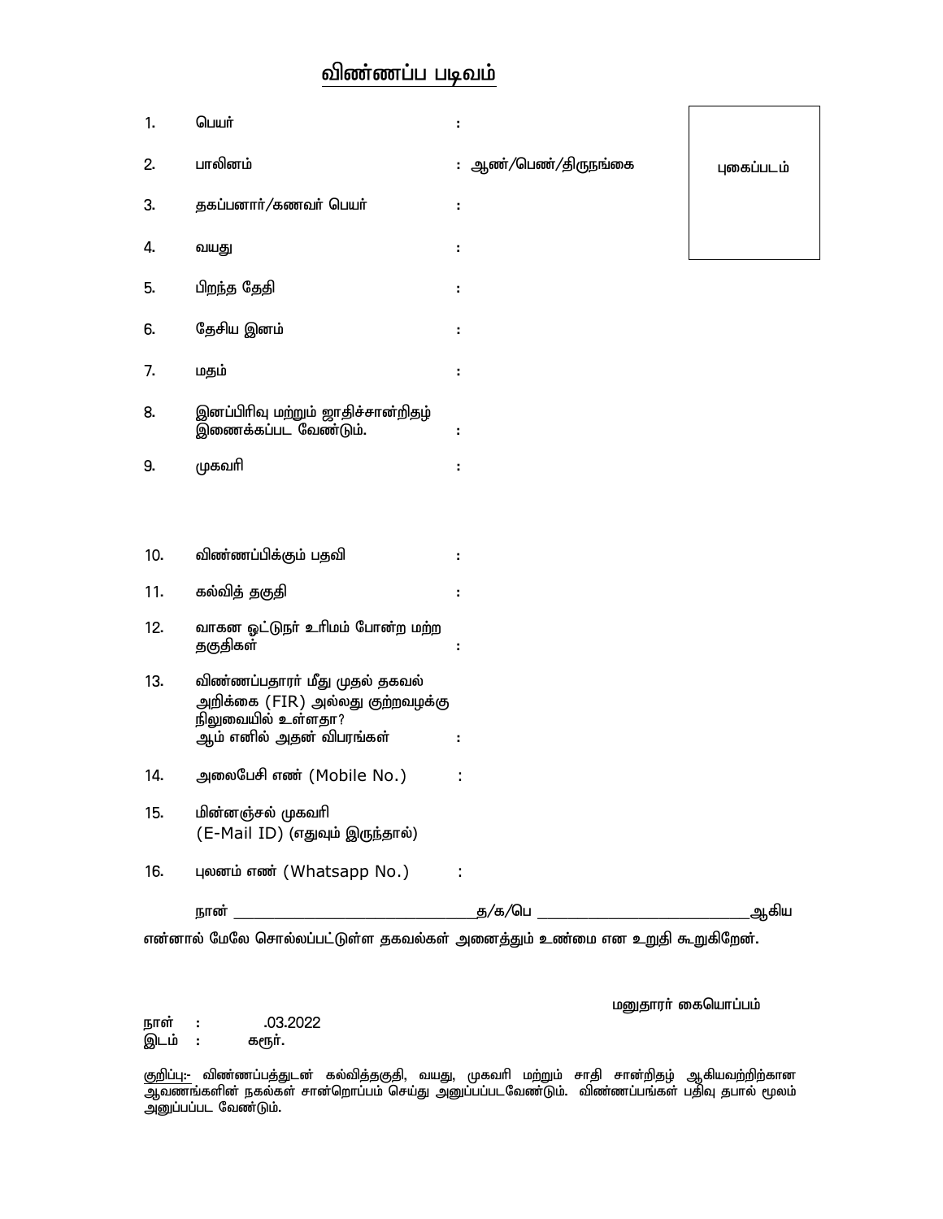## விண்ணப்ப படிவம்

| | | | |
|---|---|---|---|
| 1. | பெயர் | : | |
| 2. | பாலினம் | : | ஆண்/பெண்/திருநங்கை |
| 3. | தகப்பனார்/கணவர் பெயர் | : | |
| 4. | வயது | : | |
| 5. | பிறந்த தேதி | : | |
| 6. | தேசிய இனம் | : | |
| 7. | மதம் | : | |
| 8. | இனப்பிரிவு மற்றும் ஜாதிச்சான்றிதழ் இணைக்கப்பட வேண்டும். | : | |
| 9. | முகவரி | : | |
| 10. | விண்ணப்பிக்கும் பதவி | : | |
| 11. | கல்வித் தகுதி | : | |
| 12. | வாகன ஓட்டுநர் உரிமம் போன்ற மற்ற தகுதிகள் | : | |
| 13. | விண்ணப்பதாரர் மீது முதல் தகவல் அறிக்கை (FIR) அல்லது குற்றவழக்கு நிலுவையில் உள்ளதா? ஆம் எனில் அதன் விபரங்கள் | : | |
| 14. | அலைபேசி எண் (Mobile No.) | : | |
| 15. | மின்னஞ்சல் முகவரி (E-Mail ID) (எதுவும் இருந்தால்) | | |
| 16. | புலனம் எண் (Whatsapp No.) | : | |

புகைப்படம்

நான் ____________________________த/க/பெ ________________________ஆகிய என்னால் மேலே சொல்லப்பட்டுள்ள தகவல்கள் அனைத்தும் உண்மை என உறுதி கூறுகிறேன்.

மனுதாரர் கையொப்பம்

நாள் : .03.2022

இடம் : கரூர்.

குறிப்பு:- விண்ணப்பத்துடன் கல்வித்தகுதி, வயது, முகவரி மற்றும் சாதி சான்றிதழ் ஆகியவற்றிற்கான ஆவணங்களின் நகல்கள் சான்றொப்பம் செய்து அனுப்பப்படவேண்டும். விண்ணப்பங்கள் பதிவு தபால் மூலம் அனுப்பப்பட வேண்டும்.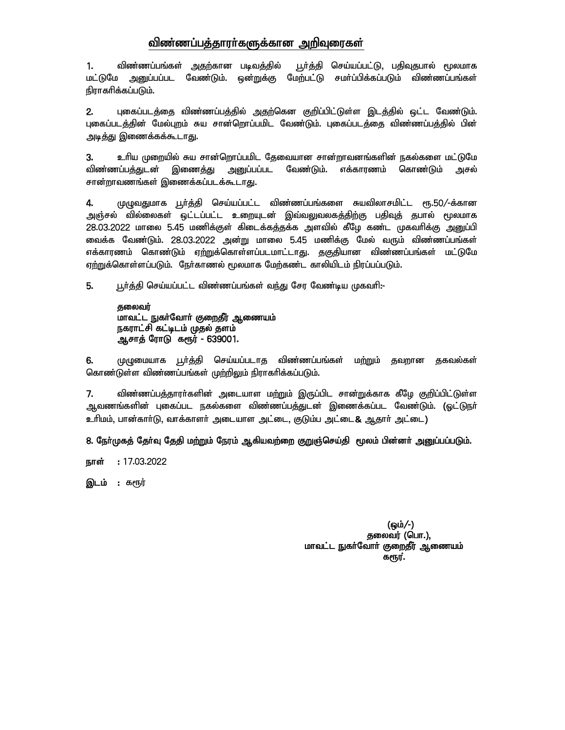## விண்ணப்பத்தாரர்களுக்கான அறிவுரைகள்

1. விண்ணப்பங்கள் அதற்கான படிவத்தில் பூர்த்தி செய்யப்பட்டு, பதிவுதபால் மூலமாக மட்டுமே அனுப்பப்பட வேண்டும். ஒன்றுக்கு மேற்பட்டு சமர்ப்பிக்கப்படும் விண்ணப்பங்கள் நிராகரிக்கப்படும்.

2. புகைப்படத்தை விண்ணப்பத்தில் அதற்கென குறிப்பிட்டுள்ள இடத்தில் ஒட்ட வேண்டும். புகைப்படத்தின் மேல்புறம் சுய சான்றொப்பமிட வேண்டும். புகைப்படத்தை விண்ணப்பத்தில் பின் அடித்து இணைக்கக்கூடாது.

3. உரிய முறையில் சுய சான்றொப்பமிட தேவையான சான்றாவனங்களின் நகல்களை மட்டுமே விண்ணப்பத்துடன் இணைத்து அனுப்பப்பட வேண்டும். எக்காரணம் கொண்டும் அசல் சான்றாவணங்கள் இணைக்கப்படக்கூடாது.

4. முழுவதுமாக பூர்த்தி செய்யப்பட்ட விண்ணப்பங்களை சுயவிலாசமிட்ட ரூ.50/-க்கான அஞ்சல் வில்லைகள் ஒட்டப்பட்ட உறையுடன் இவ்வலுவலகத்திற்கு பதிவுத் தபால் மூலமாக 28.03.2022 மாலை 5.45 மணிக்குள் கிடைக்கத்தக்க அளவில் கீழே கண்ட முகவரிக்கு அனுப்பி வைக்க வேண்டும். 28.03.2022 அன்று மாலை 5.45 மணிக்கு மேல் வரும் விண்ணப்பங்கள் எக்காரணம் கொண்டும் ஏற்றுக்கொள்ளப்படமாட்டாது. தகுதியான விண்ணப்பங்கள் மட்டுமே ஏற்றுக்கொள்ளப்படும். நேர்காணல் மூலமாக மேற்கண்ட காலியிடம் நிரப்பப்படும்.

5. பூர்த்தி செய்யப்பட்ட விண்ணப்பங்கள் வந்து சேர வேண்டிய முகவரி:-

   **தலைவர்**
   **மாவட்ட நுகர்வோர் குறைதீர் ஆணையம்**
   **நகராட்சி கட்டிடம் முதல் தளம்**
   **ஆசாத் ரோடு கரூர் - 639001.**

6. முழுமையாக பூர்த்தி செய்யப்படாத விண்ணப்பங்கள் மற்றும் தவறான தகவல்கள் கொண்டுள்ள விண்ணப்பங்கள் முற்றிலும் நிராகரிக்கப்படும்.

7. விண்ணப்பத்தாரர்களின் அடையாள மற்றும் இருப்பிட சான்றுக்காக கீழே குறிப்பிட்டுள்ள ஆவணங்களின் புகைப்பட நகல்களை விண்ணப்பத்துடன் இணைக்கப்பட வேண்டும். (ஓட்டுநர் உரிமம், பான்கார்டு, வாக்காளர் அடையாள அட்டை, குடும்ப அட்டை& ஆதார் அட்டை)

8. **நேர்முகத் தேர்வு தேதி மற்றும் நேரம் ஆகியவற்றை குறுஞ்செய்தி மூலம் பின்னர் அனுப்பப்படும்.**

**நாள்** : 17.03.2022

**இடம்** : கரூர்

**(ஒம்/-)**
**தலைவர் (பொ.),**
**மாவட்ட நுகர்வோர் குறைதீர் ஆணையம்**
**கரூர்.**